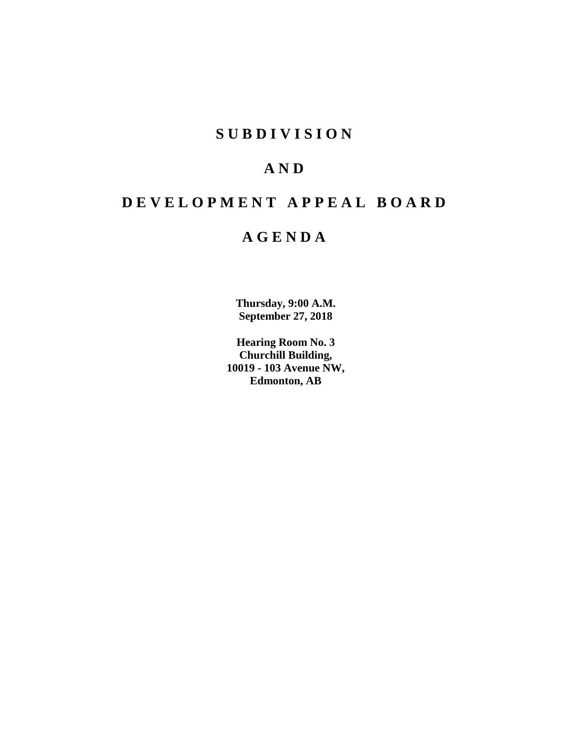# S U B D I V I S I O N

# A N D

# D E V E L O P M E N T A P P E A L B O A R D

# A G E N D A

**Thursday, 9:00 A.M.**
**September 27, 2018**

**Hearing Room No. 3**
**Churchill Building,**
**10019 - 103 Avenue NW,**
**Edmonton, AB**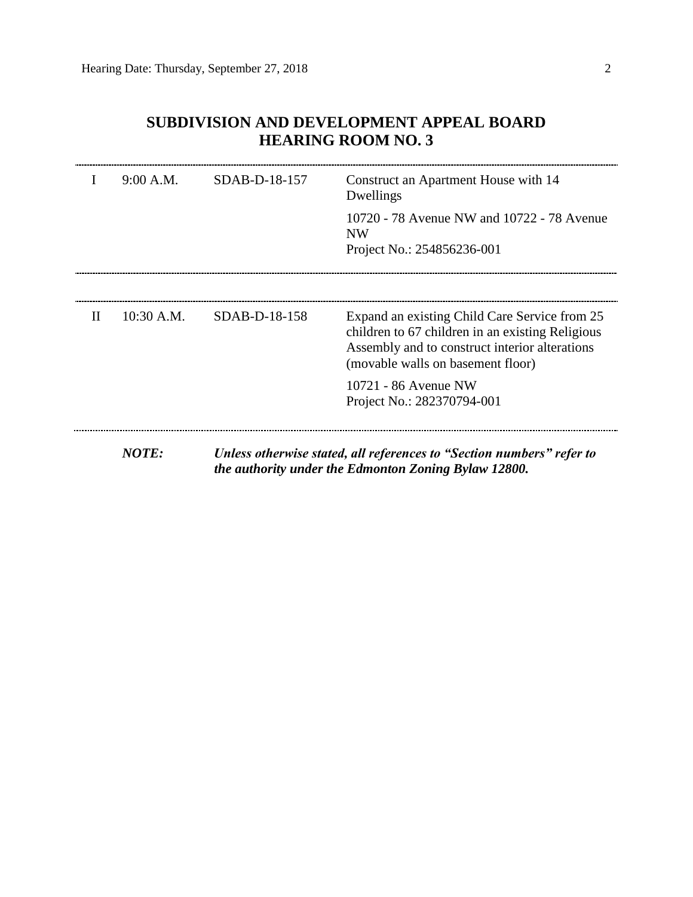## SUBDIVISION AND DEVELOPMENT APPEAL BOARD
## HEARING ROOM NO. 3

| | | | |
|---|---|---|---|
| I | 9:00 A.M. | SDAB-D-18-157 | Construct an Apartment House with 14 Dwellings<br><br>10720 - 78 Avenue NW and 10722 - 78 Avenue NW<br>Project No.: 254856236-001 |
| II | 10:30 A.M. | SDAB-D-18-158 | Expand an existing Child Care Service from 25 children to 67 children in an existing Religious Assembly and to construct interior alterations (movable walls on basement floor)<br><br>10721 - 86 Avenue NW<br>Project No.: 282370794-001 |

***NOTE:*** ***Unless otherwise stated, all references to "Section numbers" refer to the authority under the Edmonton Zoning Bylaw 12800.***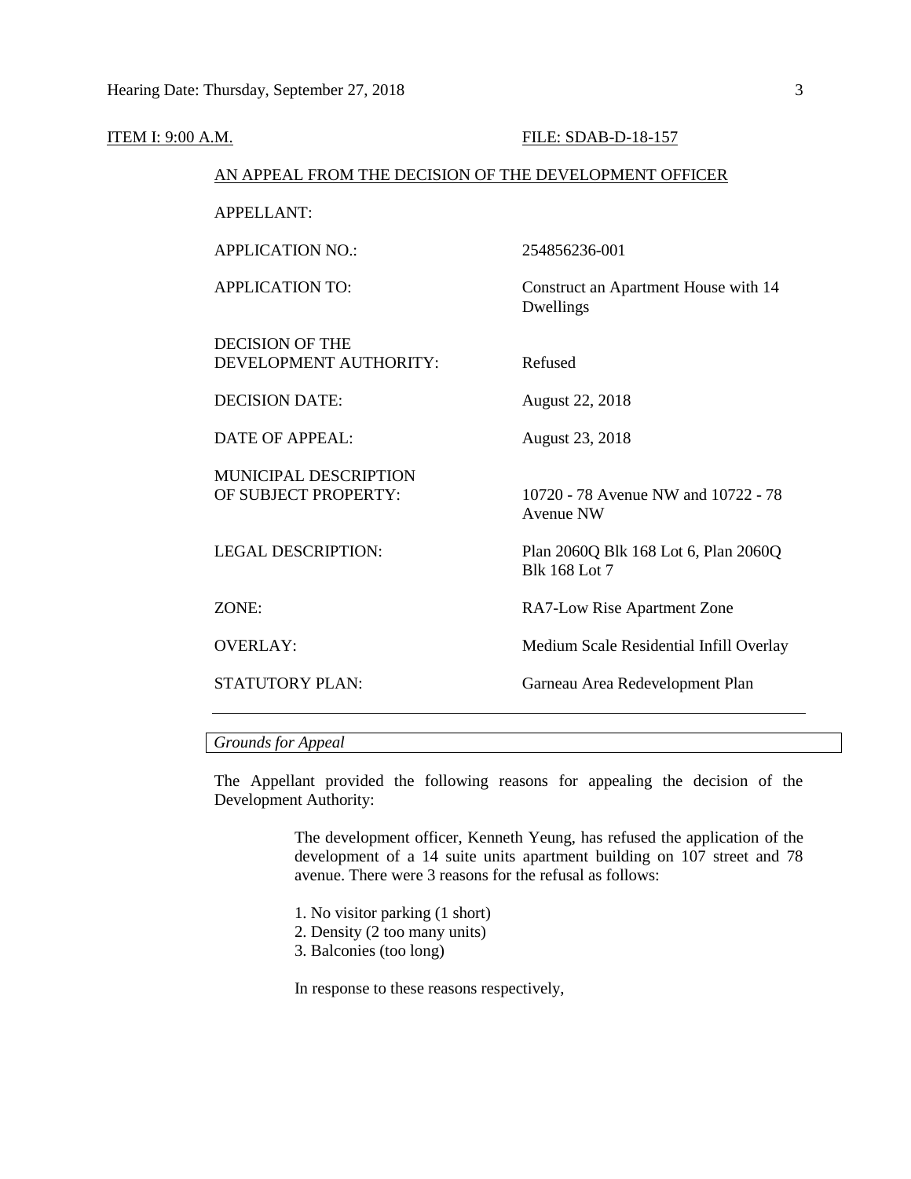ITEM I: 9:00 A.M. FILE: SDAB-D-18-157

AN APPEAL FROM THE DECISION OF THE DEVELOPMENT OFFICER

| | |
|---|---|
| APPELLANT: | |
| APPLICATION NO.: | 254856236-001 |
| APPLICATION TO: | Construct an Apartment House with 14 Dwellings |
| DECISION OF THE DEVELOPMENT AUTHORITY: | Refused |
| DECISION DATE: | August 22, 2018 |
| DATE OF APPEAL: | August 23, 2018 |
| MUNICIPAL DESCRIPTION OF SUBJECT PROPERTY: | 10720 - 78 Avenue NW and 10722 - 78 Avenue NW |
| LEGAL DESCRIPTION: | Plan 2060Q Blk 168 Lot 6, Plan 2060Q Blk 168 Lot 7 |
| ZONE: | RA7-Low Rise Apartment Zone |
| OVERLAY: | Medium Scale Residential Infill Overlay |
| STATUTORY PLAN: | Garneau Area Redevelopment Plan |

*Grounds for Appeal*

The Appellant provided the following reasons for appealing the decision of the Development Authority:

> The development officer, Kenneth Yeung, has refused the application of the development of a 14 suite units apartment building on 107 street and 78 avenue. There were 3 reasons for the refusal as follows:
>
> 1. No visitor parking (1 short)
> 2. Density (2 too many units)
> 3. Balconies (too long)
>
> In response to these reasons respectively,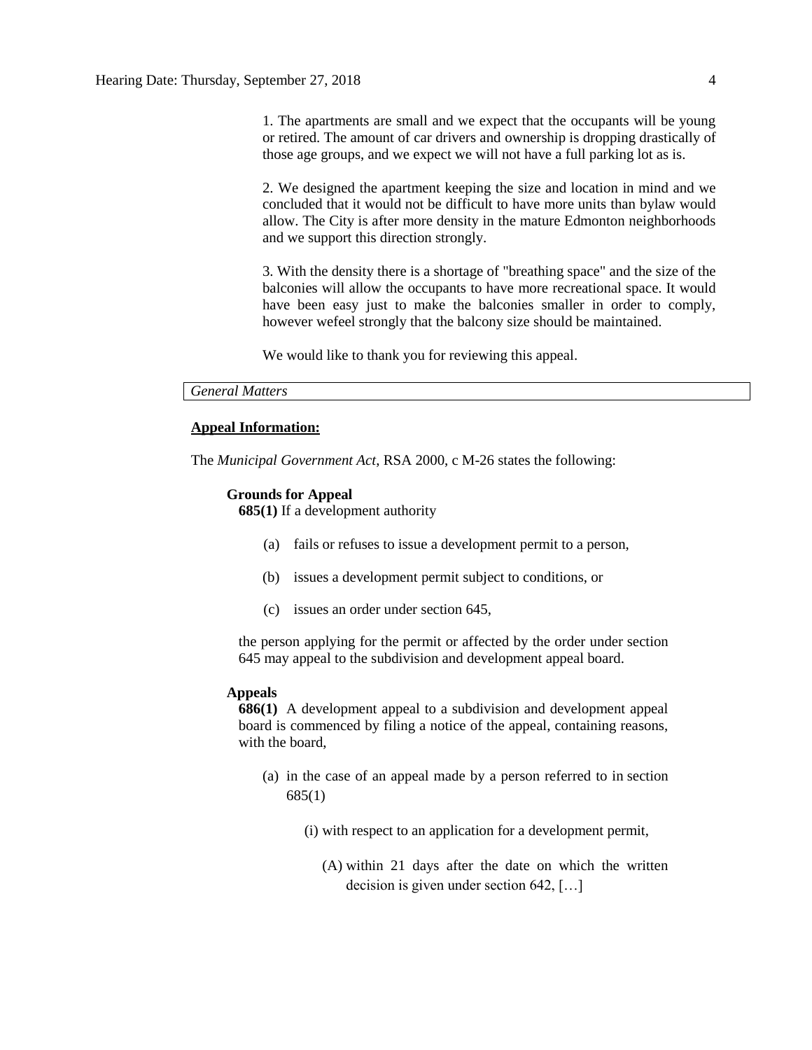1. The apartments are small and we expect that the occupants will be young or retired. The amount of car drivers and ownership is dropping drastically of those age groups, and we expect we will not have a full parking lot as is.

2. We designed the apartment keeping the size and location in mind and we concluded that it would not be difficult to have more units than bylaw would allow. The City is after more density in the mature Edmonton neighborhoods and we support this direction strongly.

3. With the density there is a shortage of "breathing space" and the size of the balconies will allow the occupants to have more recreational space. It would have been easy just to make the balconies smaller in order to comply, however wefeel strongly that the balcony size should be maintained.

We would like to thank you for reviewing this appeal.

*General Matters*

**Appeal Information:**

The *Municipal Government Act*, RSA 2000, c M-26 states the following:

**Grounds for Appeal**

**685(1)** If a development authority

(a) fails or refuses to issue a development permit to a person,

(b) issues a development permit subject to conditions, or

(c) issues an order under section 645,

the person applying for the permit or affected by the order under section 645 may appeal to the subdivision and development appeal board.

**Appeals**

**686(1)** A development appeal to a subdivision and development appeal board is commenced by filing a notice of the appeal, containing reasons, with the board,

(a) in the case of an appeal made by a person referred to in section 685(1)

(i) with respect to an application for a development permit,

(A) within 21 days after the date on which the written decision is given under section 642, […]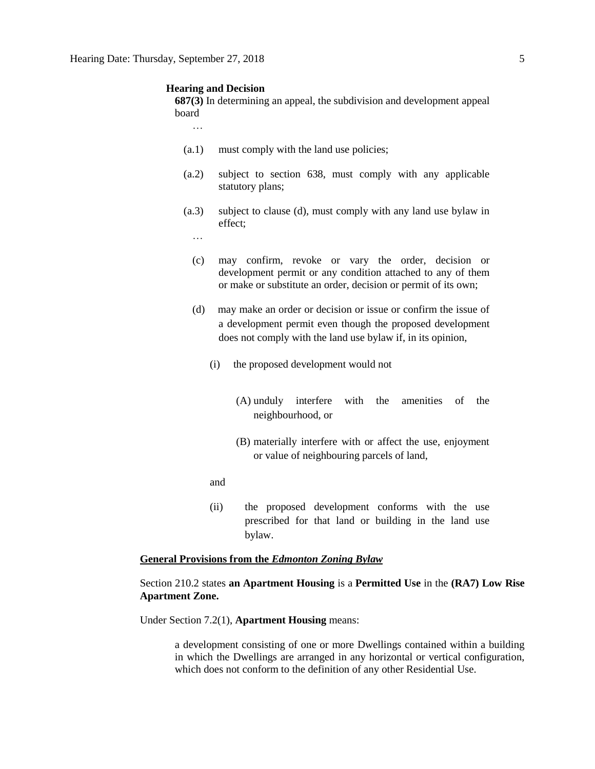**Hearing and Decision**

**687(3)** In determining an appeal, the subdivision and development appeal board

…

(a.1) must comply with the land use policies;

(a.2) subject to section 638, must comply with any applicable statutory plans;

(a.3) subject to clause (d), must comply with any land use bylaw in effect;

…

(c) may confirm, revoke or vary the order, decision or development permit or any condition attached to any of them or make or substitute an order, decision or permit of its own;

(d) may make an order or decision or issue or confirm the issue of a development permit even though the proposed development does not comply with the land use bylaw if, in its opinion,

(i) the proposed development would not

(A) unduly interfere with the amenities of the neighbourhood, or

(B) materially interfere with or affect the use, enjoyment or value of neighbouring parcels of land,

and

(ii) the proposed development conforms with the use prescribed for that land or building in the land use bylaw.

**General Provisions from the *Edmonton Zoning Bylaw***

Section 210.2 states **an Apartment Housing** is a **Permitted Use** in the **(RA7) Low Rise Apartment Zone.**

Under Section 7.2(1), **Apartment Housing** means:

> a development consisting of one or more Dwellings contained within a building in which the Dwellings are arranged in any horizontal or vertical configuration, which does not conform to the definition of any other Residential Use.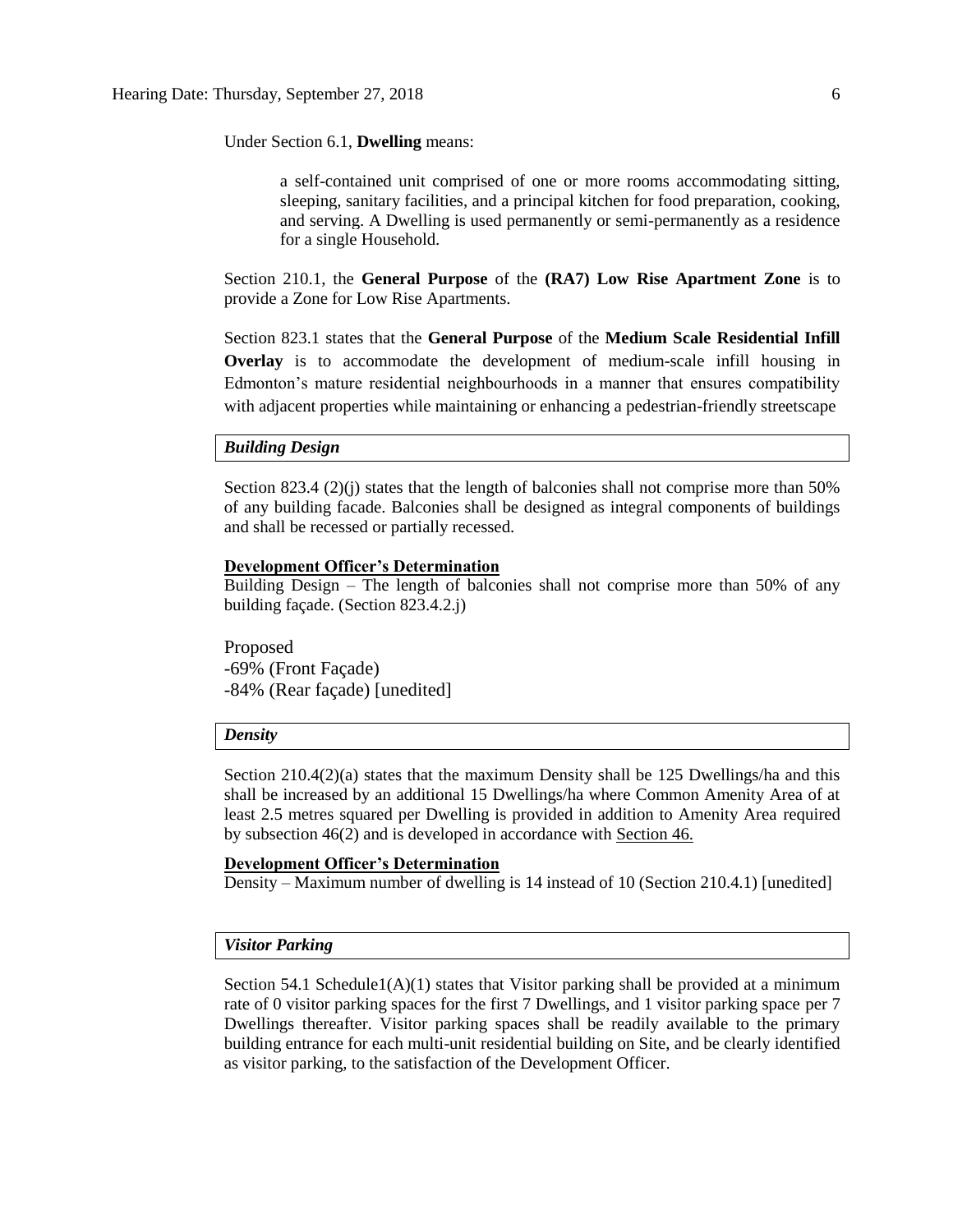Under Section 6.1, **Dwelling** means:

> a self-contained unit comprised of one or more rooms accommodating sitting, sleeping, sanitary facilities, and a principal kitchen for food preparation, cooking, and serving. A Dwelling is used permanently or semi-permanently as a residence for a single Household.

Section 210.1, the **General Purpose** of the **(RA7) Low Rise Apartment Zone** is to provide a Zone for Low Rise Apartments.

Section 823.1 states that the **General Purpose** of the **Medium Scale Residential Infill Overlay** is to accommodate the development of medium-scale infill housing in Edmonton's mature residential neighbourhoods in a manner that ensures compatibility with adjacent properties while maintaining or enhancing a pedestrian-friendly streetscape

***Building Design***

Section 823.4 (2)(j) states that the length of balconies shall not comprise more than 50% of any building facade. Balconies shall be designed as integral components of buildings and shall be recessed or partially recessed.

**Development Officer's Determination**

Building Design – The length of balconies shall not comprise more than 50% of any building façade. (Section 823.4.2.j)

Proposed
-69% (Front Façade)
-84% (Rear façade) [unedited]

***Density***

Section 210.4(2)(a) states that the maximum Density shall be 125 Dwellings/ha and this shall be increased by an additional 15 Dwellings/ha where Common Amenity Area of at least 2.5 metres squared per Dwelling is provided in addition to Amenity Area required by subsection 46(2) and is developed in accordance with Section 46.

**Development Officer's Determination**

Density – Maximum number of dwelling is 14 instead of 10 (Section 210.4.1) [unedited]

***Visitor Parking***

Section 54.1 Schedule1(A)(1) states that Visitor parking shall be provided at a minimum rate of 0 visitor parking spaces for the first 7 Dwellings, and 1 visitor parking space per 7 Dwellings thereafter. Visitor parking spaces shall be readily available to the primary building entrance for each multi-unit residential building on Site, and be clearly identified as visitor parking, to the satisfaction of the Development Officer.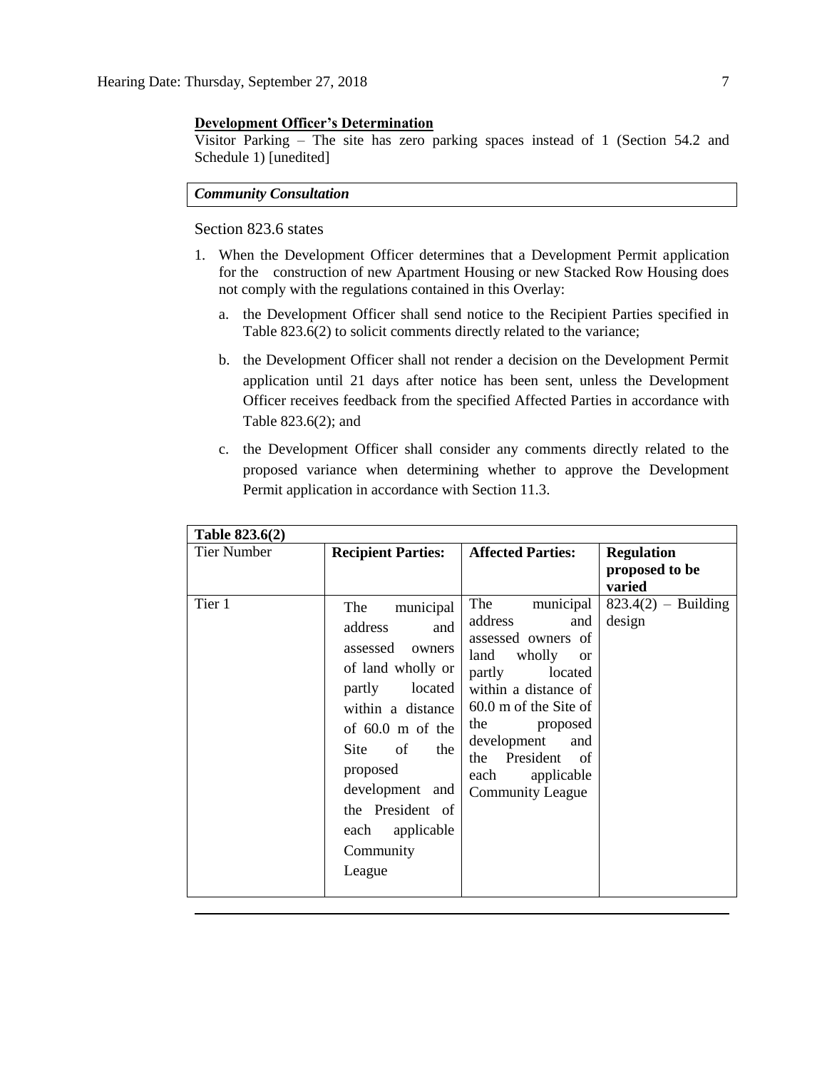**Development Officer's Determination**

Visitor Parking – The site has zero parking spaces instead of 1 (Section 54.2 and Schedule 1) [unedited]

***Community Consultation***

Section 823.6 states

1. When the Development Officer determines that a Development Permit application for the construction of new Apartment Housing or new Stacked Row Housing does not comply with the regulations contained in this Overlay:
   a. the Development Officer shall send notice to the Recipient Parties specified in Table 823.6(2) to solicit comments directly related to the variance;
   b. the Development Officer shall not render a decision on the Development Permit application until 21 days after notice has been sent, unless the Development Officer receives feedback from the specified Affected Parties in accordance with Table 823.6(2); and
   c. the Development Officer shall consider any comments directly related to the proposed variance when determining whether to approve the Development Permit application in accordance with Section 11.3.

| **Table 823.6(2)** | | | |
|---|---|---|---|
| Tier Number | **Recipient Parties:** | **Affected Parties:** | **Regulation proposed to be varied** |
| Tier 1 | The municipal address and assessed owners of land wholly or partly located within a distance of 60.0 m of the Site of the proposed development and the President of each applicable Community League | The municipal address and assessed owners of land wholly or partly located within a distance of 60.0 m of the Site of the proposed development and the President of each applicable Community League | 823.4(2) – Building design |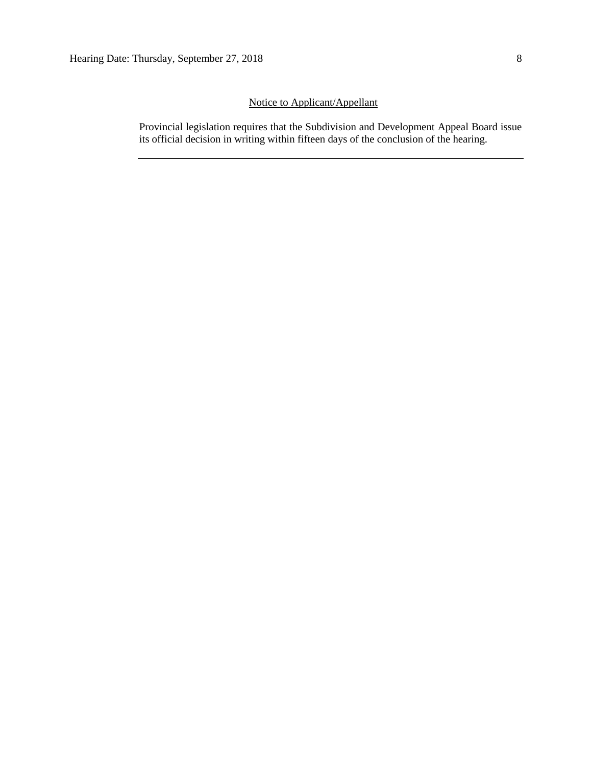Notice to Applicant/Appellant

Provincial legislation requires that the Subdivision and Development Appeal Board issue its official decision in writing within fifteen days of the conclusion of the hearing.

---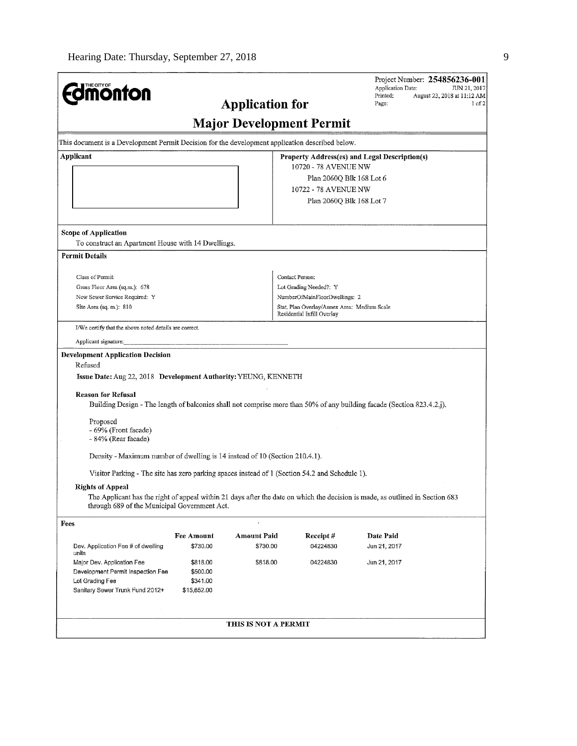Project Number: **254856236-001**
Application Date: JUN 21, 2017
Printed: August 23, 2018 at 11:12 AM
Page: 1 of 2

THE CITY OF **Edmonton**

# Application for

# Major Development Permit

This document is a Development Permit Decision for the development application described below.

| **Applicant** | **Property Address(es) and Legal Description(s)** |
|---|---|
| | 10720 - 78 AVENUE NW<br>Plan 2060Q Blk 168 Lot 6<br>10722 - 78 AVENUE NW<br>Plan 2060Q Blk 168 Lot 7 |

**Scope of Application**

To construct an Apartment House with 14 Dwellings.

**Permit Details**

| | |
|---|---|
| Class of Permit: | Contact Person: |
| Gross Floor Area (sq.m.): 678 | Lot Grading Needed?: Y |
| New Sewer Service Required: Y | NumberOfMainFloorDwellings: 2 |
| Site Area (sq. m.): 810 | Stat. Plan Overlay/Annex Area: Medium Scale Residential Infill Overlay |

I/We certify that the above noted details are correct.

Applicant signature:

**Development Application Decision**

Refused

**Issue Date:** Aug 22, 2018 **Development Authority:** YEUNG, KENNETH

**Reason for Refusal**

Building Design - The length of balconies shall not comprise more than 50% of any building facade (Section 823.4.2.j).

Proposed
- 69% (Front facade)
- 84% (Rear facade)

Density - Maximum number of dwelling is 14 instead of 10 (Section 210.4.1).

Visitor Parking - The site has zero parking spaces instead of 1 (Section 54.2 and Schedule 1).

**Rights of Appeal**

The Applicant has the right of appeal within 21 days after the date on which the decision is made, as outlined in Section 683 through 689 of the Municipal Government Act.

**Fees**

| | Fee Amount | Amount Paid | Receipt # | Date Paid |
|---|---|---|---|---|
| Dev. Application Fee # of dwelling units | $730.00 | $730.00 | 04224830 | Jun 21, 2017 |
| Major Dev. Application Fee | $818.00 | $818.00 | 04224830 | Jun 21, 2017 |
| Development Permit Inspection Fee | $500.00 | | | |
| Lot Grading Fee | $341.00 | | | |
| Sanitary Sewer Trunk Fund 2012+ | $15,652.00 | | | |

**THIS IS NOT A PERMIT**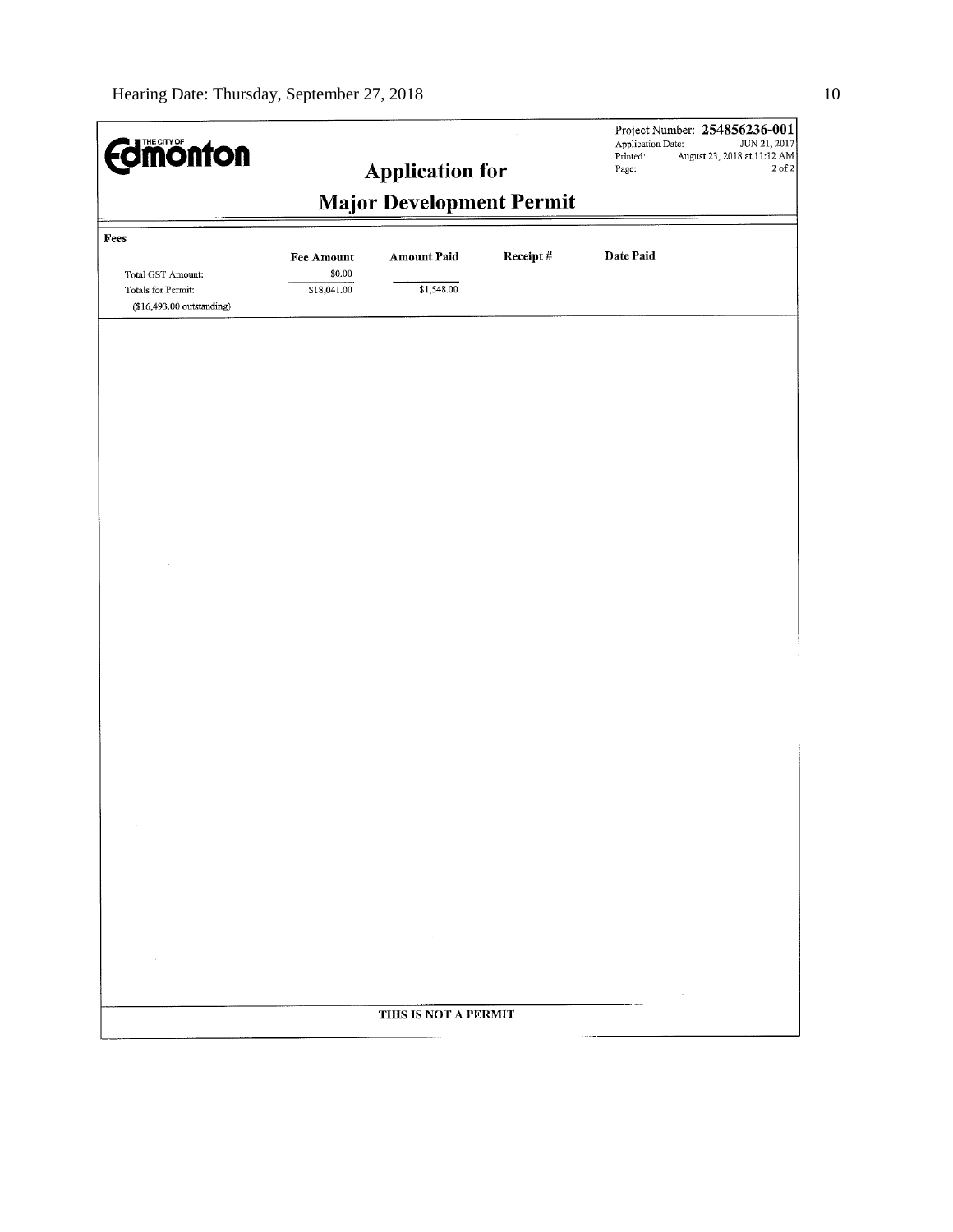Edmonton

# Application for Major Development Permit

Project Number: **254856236-001**
Application Date: JUN 21, 2017
Printed: August 23, 2018 at 11:12 AM
Page: 2 of 2

**Fees**

| | Fee Amount | Amount Paid | Receipt # | Date Paid |
|---|---|---|---|---|
| Total GST Amount: | $0.00 | | | |
| Totals for Permit: | $18,041.00 | $1,548.00 | | |
| ($16,493.00 outstanding) | | | | |

**THIS IS NOT A PERMIT**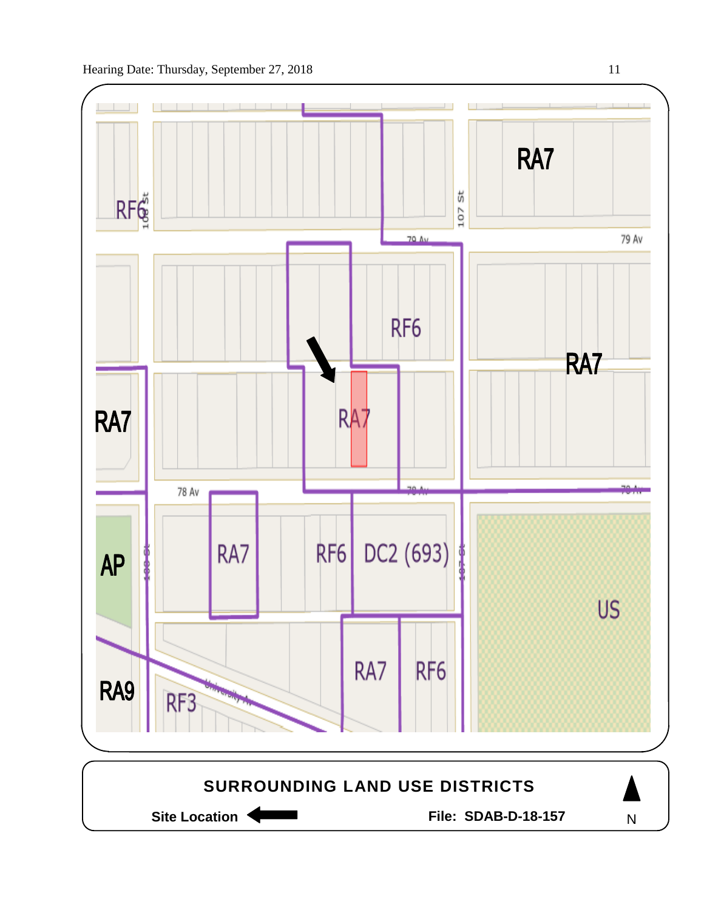RA7

RF6

107 St

79 Av

79 Av

RF6

RA7

RA7

RA7

78 Av

78 Av

78 Av

AP

RA7

RF6

DC2 (693)

US

RA9

RF3

RA7

RF6

**SURROUNDING LAND USE DISTRICTS**

**Site Location** ⬅

**File: SDAB-D-18-157**

N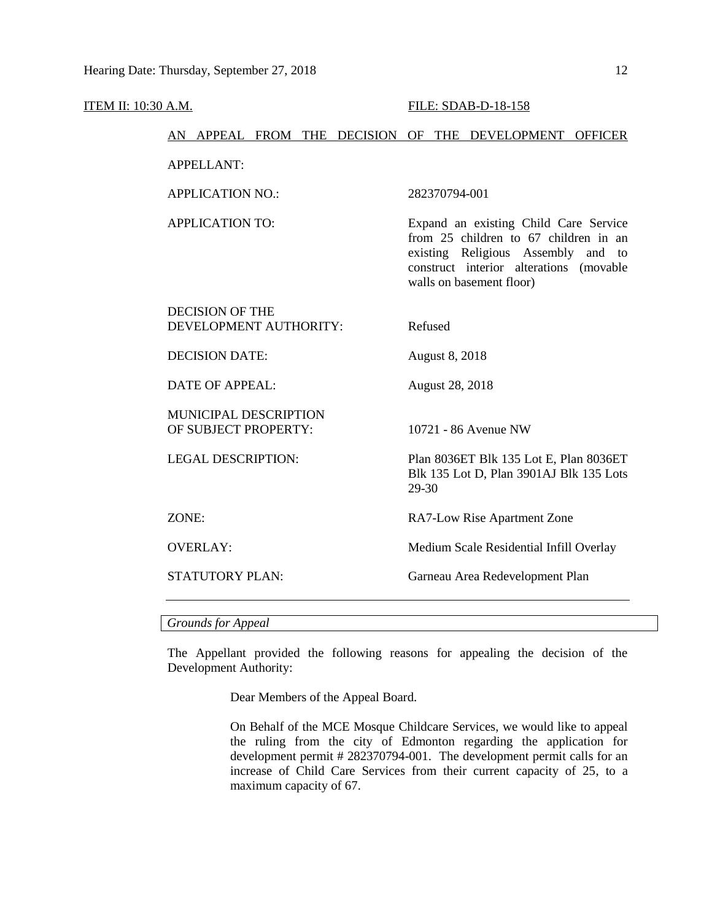ITEM II: 10:30 A.M. FILE: SDAB-D-18-158

AN APPEAL FROM THE DECISION OF THE DEVELOPMENT OFFICER

| | |
|---|---|
| APPELLANT: | |
| APPLICATION NO.: | 282370794-001 |
| APPLICATION TO: | Expand an existing Child Care Service from 25 children to 67 children in an existing Religious Assembly and to construct interior alterations (movable walls on basement floor) |
| DECISION OF THE DEVELOPMENT AUTHORITY: | Refused |
| DECISION DATE: | August 8, 2018 |
| DATE OF APPEAL: | August 28, 2018 |
| MUNICIPAL DESCRIPTION OF SUBJECT PROPERTY: | 10721 - 86 Avenue NW |
| LEGAL DESCRIPTION: | Plan 8036ET Blk 135 Lot E, Plan 8036ET Blk 135 Lot D, Plan 3901AJ Blk 135 Lots 29-30 |
| ZONE: | RA7-Low Rise Apartment Zone |
| OVERLAY: | Medium Scale Residential Infill Overlay |
| STATUTORY PLAN: | Garneau Area Redevelopment Plan |

*Grounds for Appeal*

The Appellant provided the following reasons for appealing the decision of the Development Authority:

> Dear Members of the Appeal Board.
>
> On Behalf of the MCE Mosque Childcare Services, we would like to appeal the ruling from the city of Edmonton regarding the application for development permit # 282370794-001. The development permit calls for an increase of Child Care Services from their current capacity of 25, to a maximum capacity of 67.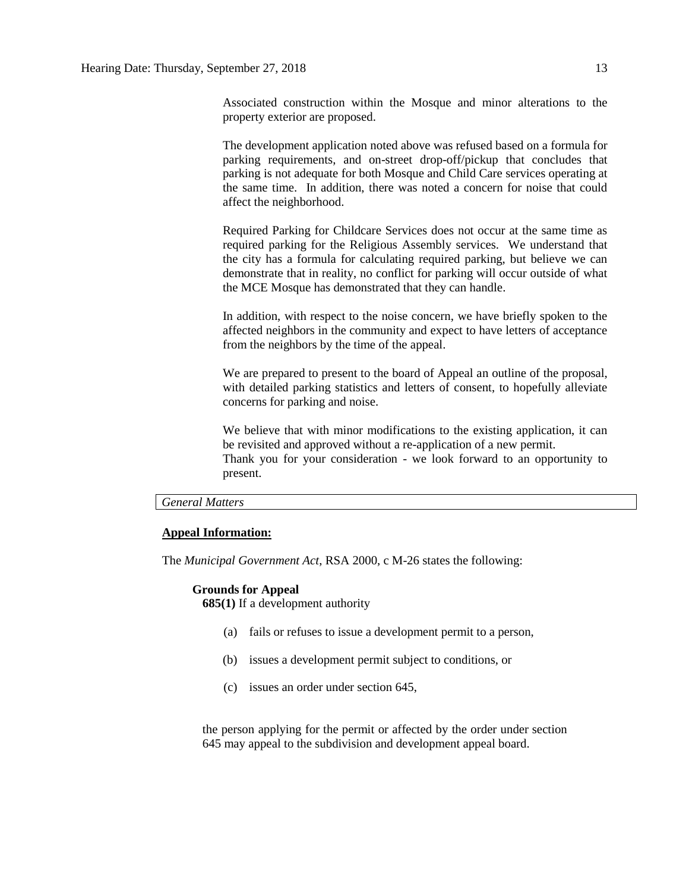Associated construction within the Mosque and minor alterations to the property exterior are proposed.

The development application noted above was refused based on a formula for parking requirements, and on-street drop-off/pickup that concludes that parking is not adequate for both Mosque and Child Care services operating at the same time. In addition, there was noted a concern for noise that could affect the neighborhood.

Required Parking for Childcare Services does not occur at the same time as required parking for the Religious Assembly services. We understand that the city has a formula for calculating required parking, but believe we can demonstrate that in reality, no conflict for parking will occur outside of what the MCE Mosque has demonstrated that they can handle.

In addition, with respect to the noise concern, we have briefly spoken to the affected neighbors in the community and expect to have letters of acceptance from the neighbors by the time of the appeal.

We are prepared to present to the board of Appeal an outline of the proposal, with detailed parking statistics and letters of consent, to hopefully alleviate concerns for parking and noise.

We believe that with minor modifications to the existing application, it can be revisited and approved without a re-application of a new permit.
Thank you for your consideration - we look forward to an opportunity to present.

*General Matters*

**Appeal Information:**

The *Municipal Government Act*, RSA 2000, c M-26 states the following:

**Grounds for Appeal**

**685(1)** If a development authority

(a) fails or refuses to issue a development permit to a person,

(b) issues a development permit subject to conditions, or

(c) issues an order under section 645,

the person applying for the permit or affected by the order under section 645 may appeal to the subdivision and development appeal board.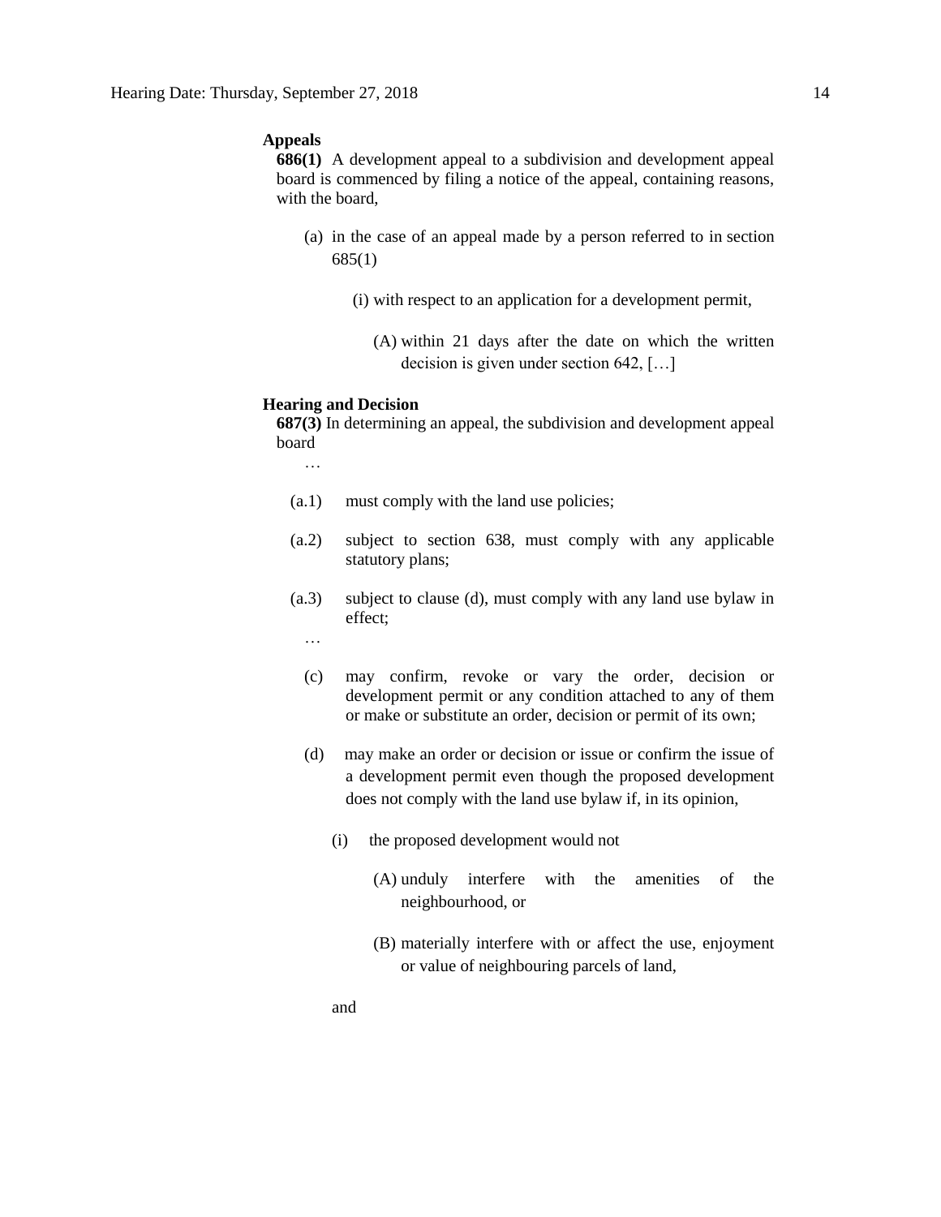**Appeals**

**686(1)** A development appeal to a subdivision and development appeal board is commenced by filing a notice of the appeal, containing reasons, with the board,

(a) in the case of an appeal made by a person referred to in section 685(1)

(i) with respect to an application for a development permit,

(A) within 21 days after the date on which the written decision is given under section 642, […]

**Hearing and Decision**

**687(3)** In determining an appeal, the subdivision and development appeal board

…

(a.1) must comply with the land use policies;

(a.2) subject to section 638, must comply with any applicable statutory plans;

(a.3) subject to clause (d), must comply with any land use bylaw in effect;

…

(c) may confirm, revoke or vary the order, decision or development permit or any condition attached to any of them or make or substitute an order, decision or permit of its own;

(d) may make an order or decision or issue or confirm the issue of a development permit even though the proposed development does not comply with the land use bylaw if, in its opinion,

(i) the proposed development would not

(A) unduly interfere with the amenities of the neighbourhood, or

(B) materially interfere with or affect the use, enjoyment or value of neighbouring parcels of land,

and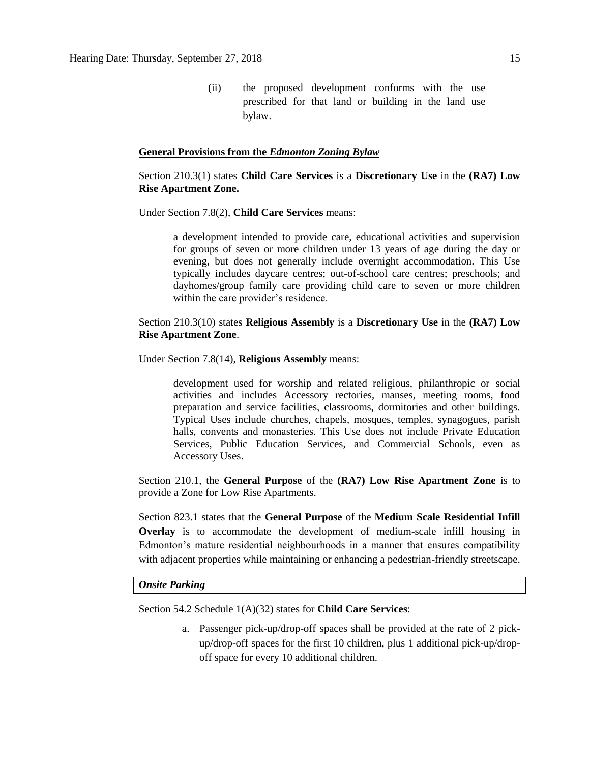(ii) the proposed development conforms with the use prescribed for that land or building in the land use bylaw.

**General Provisions from the *Edmonton Zoning Bylaw***

Section 210.3(1) states **Child Care Services** is a **Discretionary Use** in the **(RA7) Low Rise Apartment Zone.**

Under Section 7.8(2), **Child Care Services** means:

> a development intended to provide care, educational activities and supervision for groups of seven or more children under 13 years of age during the day or evening, but does not generally include overnight accommodation. This Use typically includes daycare centres; out-of-school care centres; preschools; and dayhomes/group family care providing child care to seven or more children within the care provider's residence.

Section 210.3(10) states **Religious Assembly** is a **Discretionary Use** in the **(RA7) Low Rise Apartment Zone**.

Under Section 7.8(14), **Religious Assembly** means:

> development used for worship and related religious, philanthropic or social activities and includes Accessory rectories, manses, meeting rooms, food preparation and service facilities, classrooms, dormitories and other buildings. Typical Uses include churches, chapels, mosques, temples, synagogues, parish halls, convents and monasteries. This Use does not include Private Education Services, Public Education Services, and Commercial Schools, even as Accessory Uses.

Section 210.1, the **General Purpose** of the **(RA7) Low Rise Apartment Zone** is to provide a Zone for Low Rise Apartments.

Section 823.1 states that the **General Purpose** of the **Medium Scale Residential Infill Overlay** is to accommodate the development of medium-scale infill housing in Edmonton's mature residential neighbourhoods in a manner that ensures compatibility with adjacent properties while maintaining or enhancing a pedestrian-friendly streetscape.

***Onsite Parking***

Section 54.2 Schedule 1(A)(32) states for **Child Care Services**:

a. Passenger pick-up/drop-off spaces shall be provided at the rate of 2 pick-up/drop-off spaces for the first 10 children, plus 1 additional pick-up/drop-off space for every 10 additional children.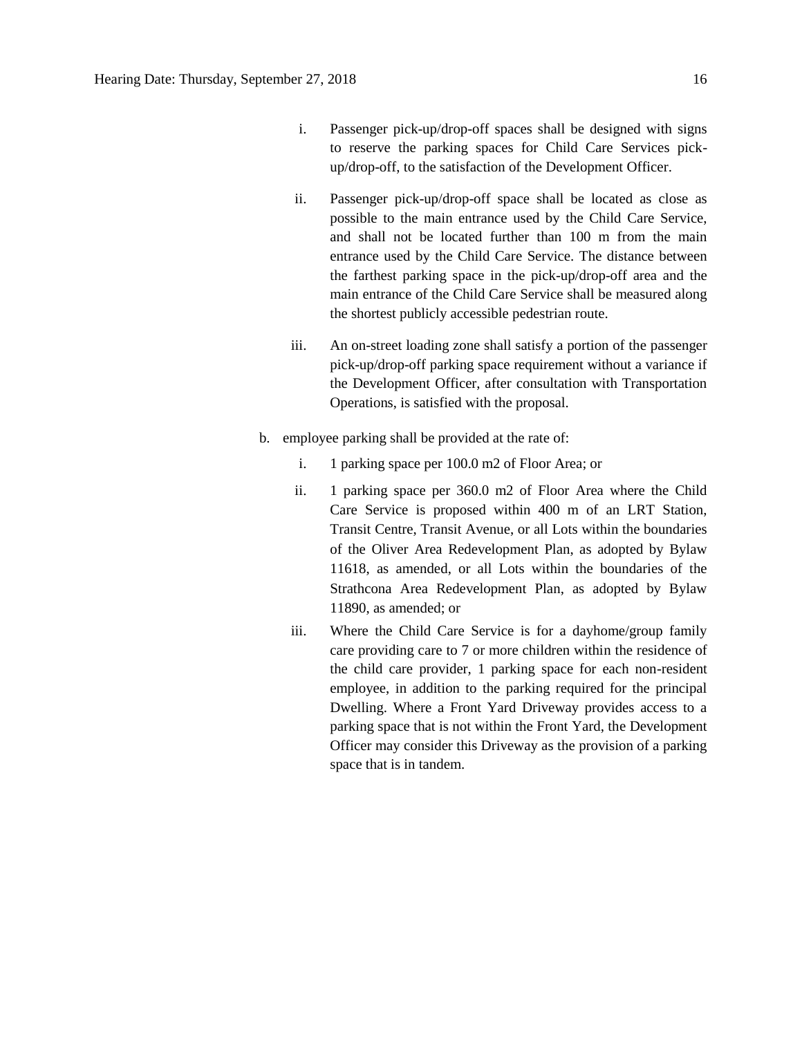i. Passenger pick-up/drop-off spaces shall be designed with signs to reserve the parking spaces for Child Care Services pick-up/drop-off, to the satisfaction of the Development Officer.

ii. Passenger pick-up/drop-off space shall be located as close as possible to the main entrance used by the Child Care Service, and shall not be located further than 100 m from the main entrance used by the Child Care Service. The distance between the farthest parking space in the pick-up/drop-off area and the main entrance of the Child Care Service shall be measured along the shortest publicly accessible pedestrian route.

iii. An on-street loading zone shall satisfy a portion of the passenger pick-up/drop-off parking space requirement without a variance if the Development Officer, after consultation with Transportation Operations, is satisfied with the proposal.

b. employee parking shall be provided at the rate of:

   i. 1 parking space per 100.0 m2 of Floor Area; or

   ii. 1 parking space per 360.0 m2 of Floor Area where the Child Care Service is proposed within 400 m of an LRT Station, Transit Centre, Transit Avenue, or all Lots within the boundaries of the Oliver Area Redevelopment Plan, as adopted by Bylaw 11618, as amended, or all Lots within the boundaries of the Strathcona Area Redevelopment Plan, as adopted by Bylaw 11890, as amended; or

   iii. Where the Child Care Service is for a dayhome/group family care providing care to 7 or more children within the residence of the child care provider, 1 parking space for each non-resident employee, in addition to the parking required for the principal Dwelling. Where a Front Yard Driveway provides access to a parking space that is not within the Front Yard, the Development Officer may consider this Driveway as the provision of a parking space that is in tandem.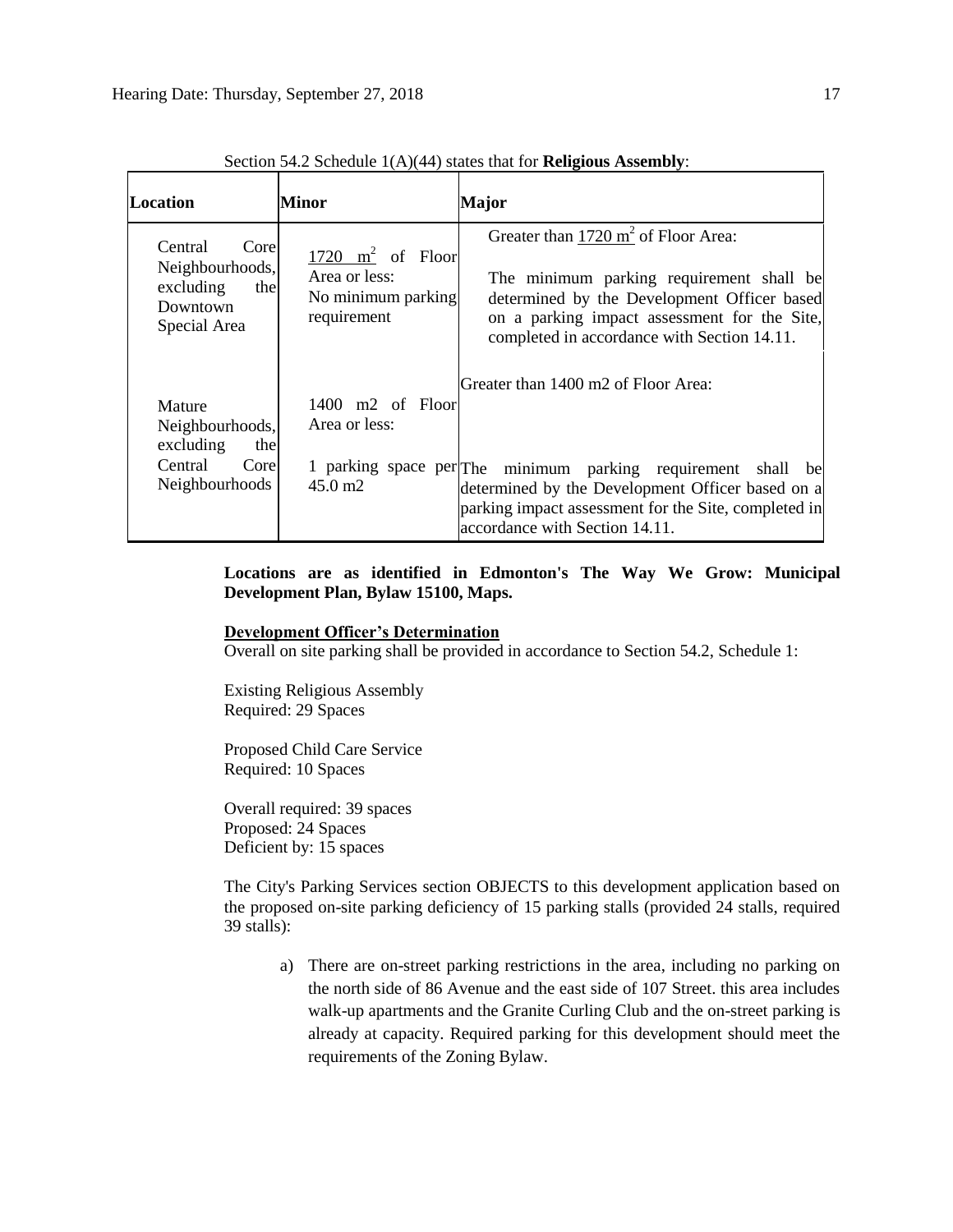Section 54.2 Schedule 1(A)(44) states that for **Religious Assembly**:

| Location | Minor | Major |
|---|---|---|
| Central Core Neighbourhoods, excluding the Downtown Special Area | 1720 $m^2$ of Floor Area or less: No minimum parking requirement | Greater than 1720 $m^2$ of Floor Area: The minimum parking requirement shall be determined by the Development Officer based on a parking impact assessment for the Site, completed in accordance with Section 14.11. |
| Mature Neighbourhoods, excluding the Central Core Neighbourhoods | 1400 m2 of Floor Area or less: 1 parking space per 45.0 m2 | Greater than 1400 m2 of Floor Area: The minimum parking requirement shall be determined by the Development Officer based on a parking impact assessment for the Site, completed in accordance with Section 14.11. |

**Locations are as identified in Edmonton's The Way We Grow: Municipal Development Plan, Bylaw 15100, Maps.**

**Development Officer's Determination**

Overall on site parking shall be provided in accordance to Section 54.2, Schedule 1:

Existing Religious Assembly
Required: 29 Spaces

Proposed Child Care Service
Required: 10 Spaces

Overall required: 39 spaces
Proposed: 24 Spaces
Deficient by: 15 spaces

The City's Parking Services section OBJECTS to this development application based on the proposed on-site parking deficiency of 15 parking stalls (provided 24 stalls, required 39 stalls):

a) There are on-street parking restrictions in the area, including no parking on the north side of 86 Avenue and the east side of 107 Street. this area includes walk-up apartments and the Granite Curling Club and the on-street parking is already at capacity. Required parking for this development should meet the requirements of the Zoning Bylaw.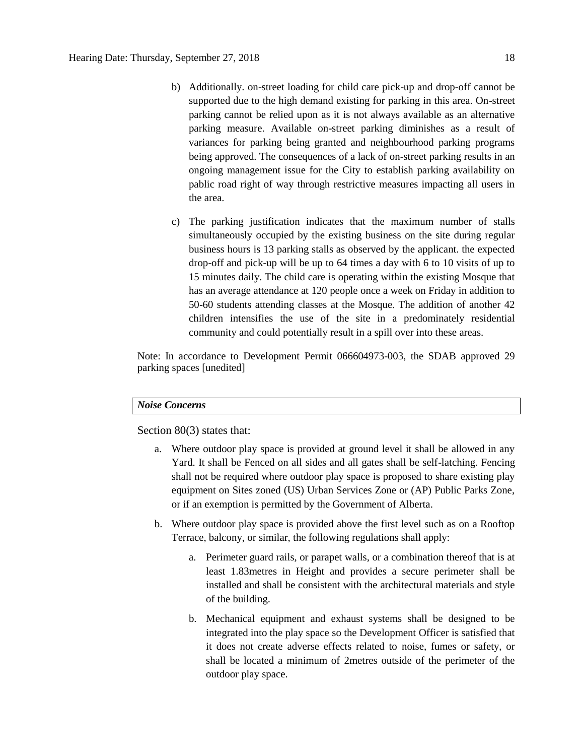b) Additionally. on-street loading for child care pick-up and drop-off cannot be supported due to the high demand existing for parking in this area. On-street parking cannot be relied upon as it is not always available as an alternative parking measure. Available on-street parking diminishes as a result of variances for parking being granted and neighbourhood parking programs being approved. The consequences of a lack of on-street parking results in an ongoing management issue for the City to establish parking availability on pablic road right of way through restrictive measures impacting all users in the area.

c) The parking justification indicates that the maximum number of stalls simultaneously occupied by the existing business on the site during regular business hours is 13 parking stalls as observed by the applicant. the expected drop-off and pick-up will be up to 64 times a day with 6 to 10 visits of up to 15 minutes daily. The child care is operating within the existing Mosque that has an average attendance at 120 people once a week on Friday in addition to 50-60 students attending classes at the Mosque. The addition of another 42 children intensifies the use of the site in a predominately residential community and could potentially result in a spill over into these areas.

Note: In accordance to Development Permit 066604973-003, the SDAB approved 29 parking spaces [unedited]

| *Noise Concerns* |
|---|

Section 80(3) states that:

a. Where outdoor play space is provided at ground level it shall be allowed in any Yard. It shall be Fenced on all sides and all gates shall be self-latching. Fencing shall not be required where outdoor play space is proposed to share existing play equipment on Sites zoned (US) Urban Services Zone or (AP) Public Parks Zone, or if an exemption is permitted by the Government of Alberta.

b. Where outdoor play space is provided above the first level such as on a Rooftop Terrace, balcony, or similar, the following regulations shall apply:

   a. Perimeter guard rails, or parapet walls, or a combination thereof that is at least 1.83metres in Height and provides a secure perimeter shall be installed and shall be consistent with the architectural materials and style of the building.

   b. Mechanical equipment and exhaust systems shall be designed to be integrated into the play space so the Development Officer is satisfied that it does not create adverse effects related to noise, fumes or safety, or shall be located a minimum of 2metres outside of the perimeter of the outdoor play space.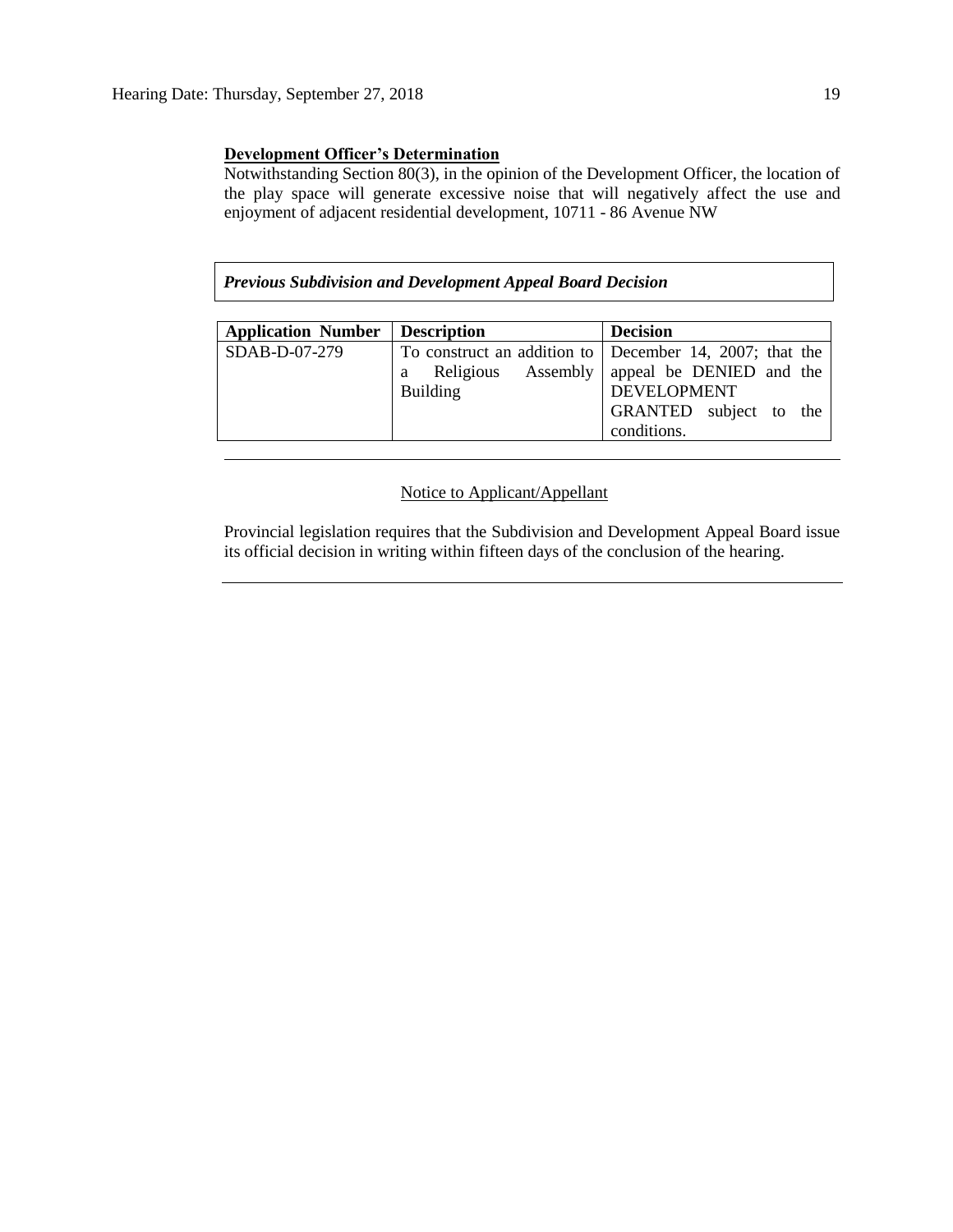**Development Officer's Determination**

Notwithstanding Section 80(3), in the opinion of the Development Officer, the location of the play space will generate excessive noise that will negatively affect the use and enjoyment of adjacent residential development, 10711 - 86 Avenue NW

***Previous Subdivision and Development Appeal Board Decision***

| Application Number | Description | Decision |
|---|---|---|
| SDAB-D-07-279 | To construct an addition to a Religious Assembly Building | December 14, 2007; that the appeal be DENIED and the DEVELOPMENT GRANTED subject to the conditions. |

---

Notice to Applicant/Appellant

Provincial legislation requires that the Subdivision and Development Appeal Board issue its official decision in writing within fifteen days of the conclusion of the hearing.

---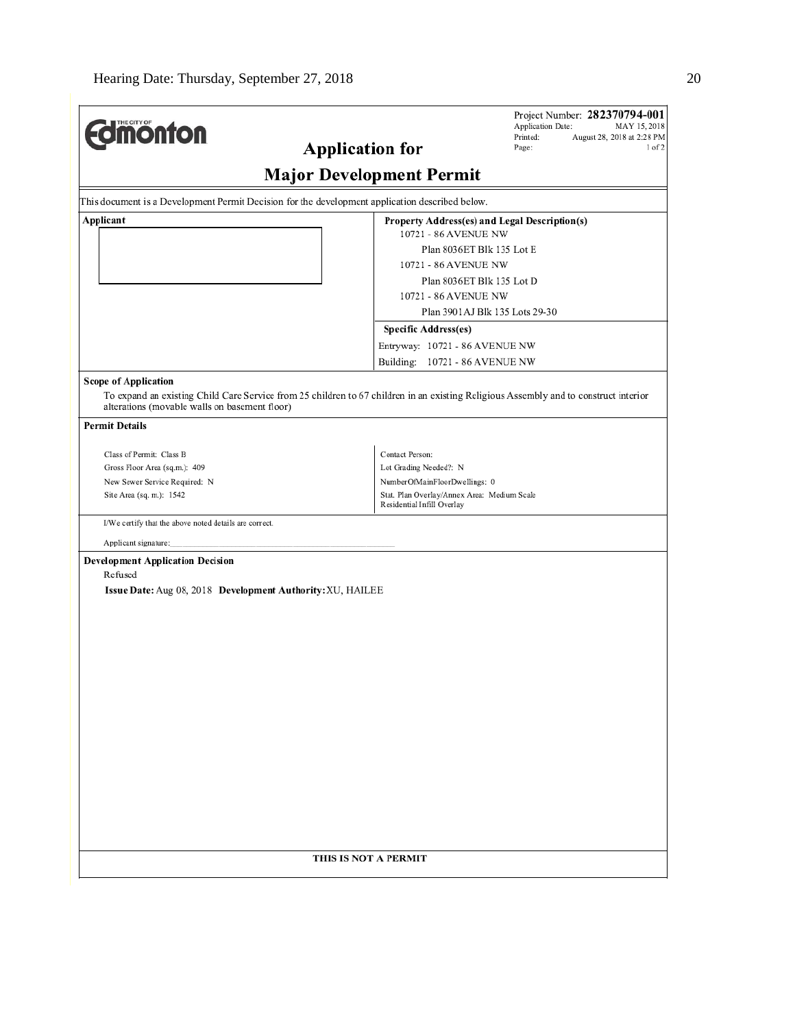Project Number: **282370794-001**
Application Date: MAY 15, 2018
Printed: August 28, 2018 at 2:28 PM
Page: 1 of 2

# Application for

# Major Development Permit

This document is a Development Permit Decision for the development application described below.

**Applicant**

**Property Address(es) and Legal Description(s)**

10721 - 86 AVENUE NW
Plan 8036ET Blk 135 Lot E

10721 - 86 AVENUE NW
Plan 8036ET Blk 135 Lot D

10721 - 86 AVENUE NW
Plan 3901AJ Blk 135 Lots 29-30

**Specific Address(es)**

Entryway: 10721 - 86 AVENUE NW

Building: 10721 - 86 AVENUE NW

**Scope of Application**

To expand an existing Child Care Service from 25 children to 67 children in an existing Religious Assembly and to construct interior alterations (movable walls on basement floor)

**Permit Details**

| | |
|---|---|
| Class of Permit: Class B | Contact Person: |
| Gross Floor Area (sq.m.): 409 | Lot Grading Needed?: N |
| New Sewer Service Required: N | NumberOfMainFloorDwellings: 0 |
| Site Area (sq. m.): 1542 | Stat. Plan Overlay/Annex Area: Medium Scale Residential Infill Overlay |

I/We certify that the above noted details are correct.

Applicant signature: \_\_\_\_\_\_\_\_\_\_\_\_\_\_\_\_\_\_\_\_\_\_\_\_\_\_\_\_\_\_

**Development Application Decision**

Refused

**Issue Date:** Aug 08, 2018 **Development Authority:** XU, HAILEE

**THIS IS NOT A PERMIT**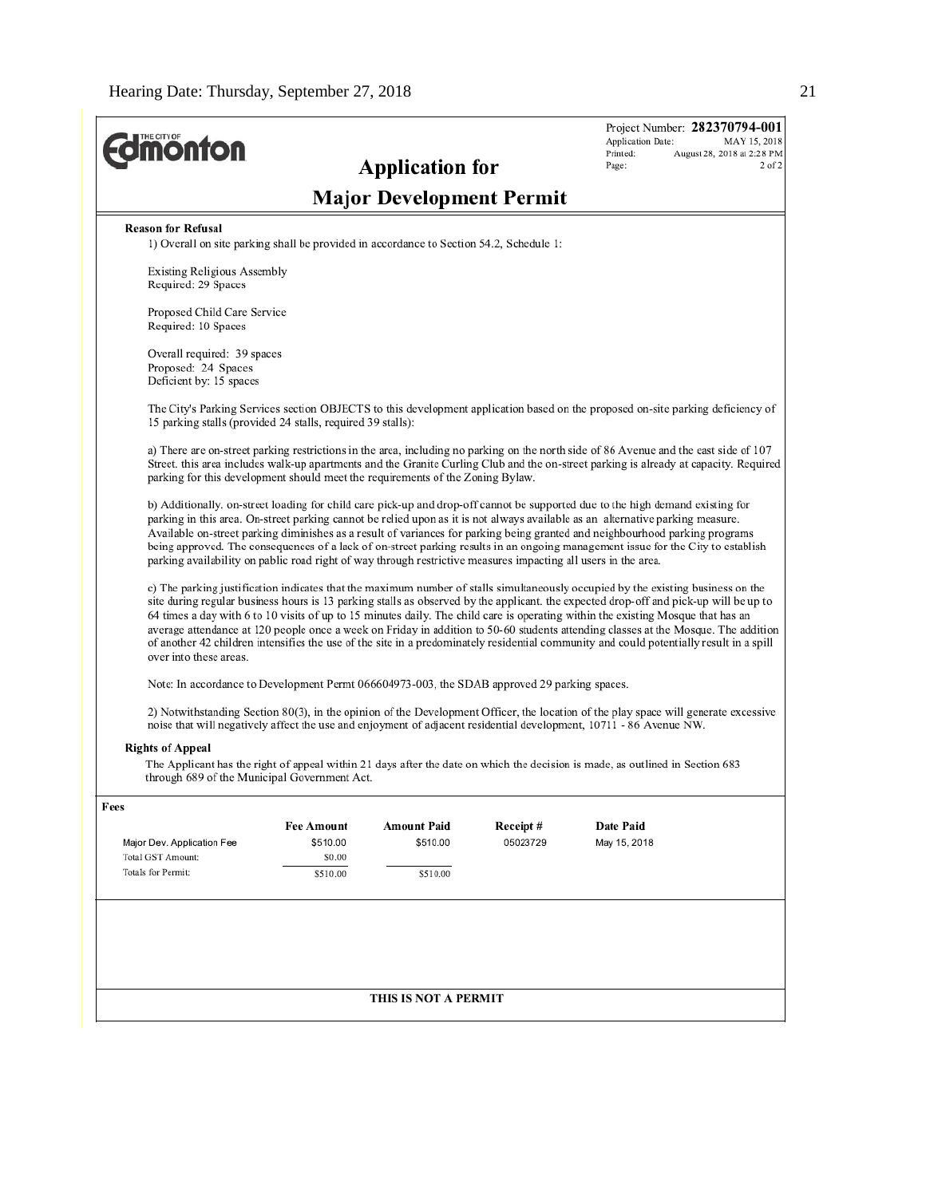Project Number: **282370794-001**
Application Date: MAY 15, 2018
Printed: August 28, 2018 at 2:28 PM
Page: 2 of 2

# Application for Major Development Permit

**Reason for Refusal**

1) Overall on site parking shall be provided in accordance to Section 54.2, Schedule 1:

Existing Religious Assembly
Required: 29 Spaces

Proposed Child Care Service
Required: 10 Spaces

Overall required: 39 spaces
Proposed: 24 Spaces
Deficient by: 15 spaces

The City's Parking Services section OBJECTS to this development application based on the proposed on-site parking deficiency of 15 parking stalls (provided 24 stalls, required 39 stalls):

a) There are on-street parking restrictions in the area, including no parking on the north side of 86 Avenue and the east side of 107 Street. this area includes walk-up apartments and the Granite Curling Club and the on-street parking is already at capacity. Required parking for this development should meet the requirements of the Zoning Bylaw.

b) Additionally. on-street loading for child care pick-up and drop-off cannot be supported due to the high demand existing for parking in this area. On-street parking cannot be relied upon as it is not always available as an alternative parking measure. Available on-street parking diminishes as a result of variances for parking being granted and neighbourhood parking programs being approved. The consequences of a lack of on-street parking results in an ongoing management issue for the City to establish parking availability on pablic road right of way through restrictive measures impacting all users in the area.

c) The parking justification indicates that the maximum number of stalls simultaneously occupied by the existing business on the site during regular business hours is 13 parking stalls as observed by the applicant. the expected drop-off and pick-up will be up to 64 times a day with 6 to 10 visits of up to 15 minutes daily. The child care is operating within the existing Mosque that has an average attendance at 120 people once a week on Friday in addition to 50-60 students attending classes at the Mosque. The addition of another 42 children intensifies the use of the site in a predominately residential community and could potentially result in a spill over into these areas.

Note: In accordance to Development Permt 066604973-003, the SDAB approved 29 parking spaces.

2) Notwithstanding Section 80(3), in the opinion of the Development Officer, the location of the play space will generate excessive noise that will negatively affect the use and enjoyment of adjacent residential development, 10711 - 86 Avenue NW.

**Rights of Appeal**

The Applicant has the right of appeal within 21 days after the date on which the decision is made, as outlined in Section 683 through 689 of the Municipal Government Act.

**Fees**

| | Fee Amount | Amount Paid | Receipt # | Date Paid |
|---|---|---|---|---|
| Major Dev. Application Fee | $510.00 | $510.00 | 05023729 | May 15, 2018 |
| Total GST Amount: | $0.00 | | | |
| Totals for Permit: | $510.00 | $510.00 | | |

**THIS IS NOT A PERMIT**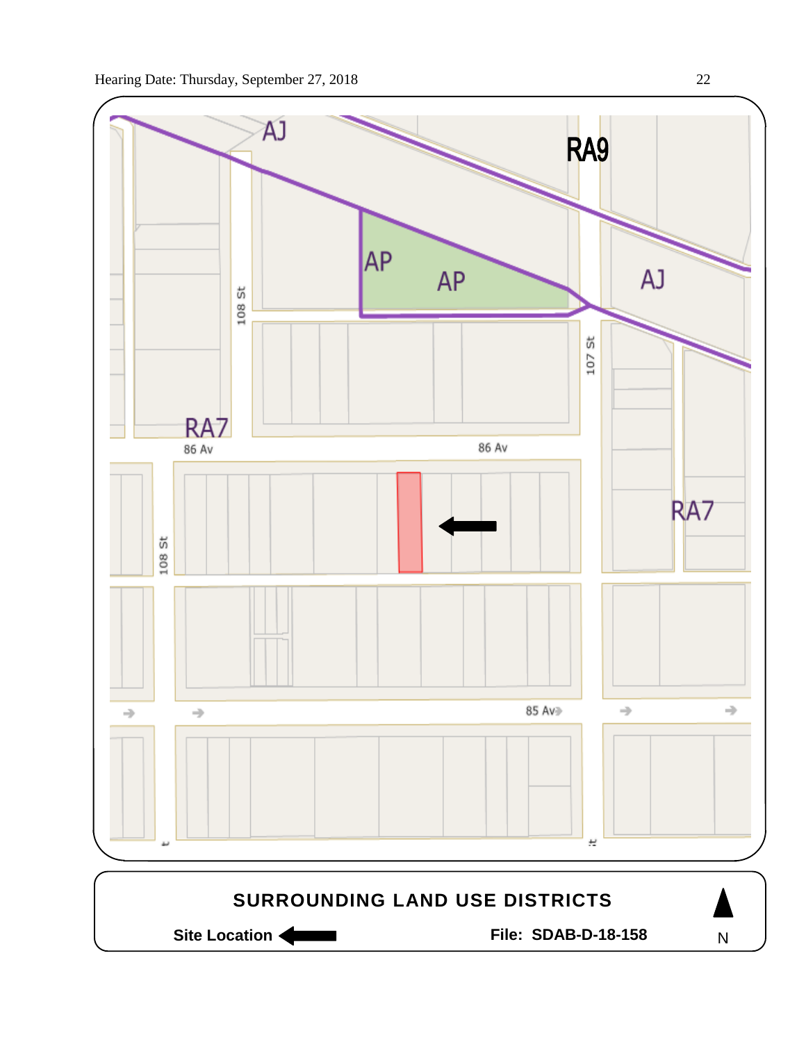AJ

RA9

AP

AP

AJ

108 St

107 St

RA7

86 Av

86 Av

RA7

108 St

85 Av

**SURROUNDING LAND USE DISTRICTS**

**Site Location**

**File: SDAB-D-18-158**

N